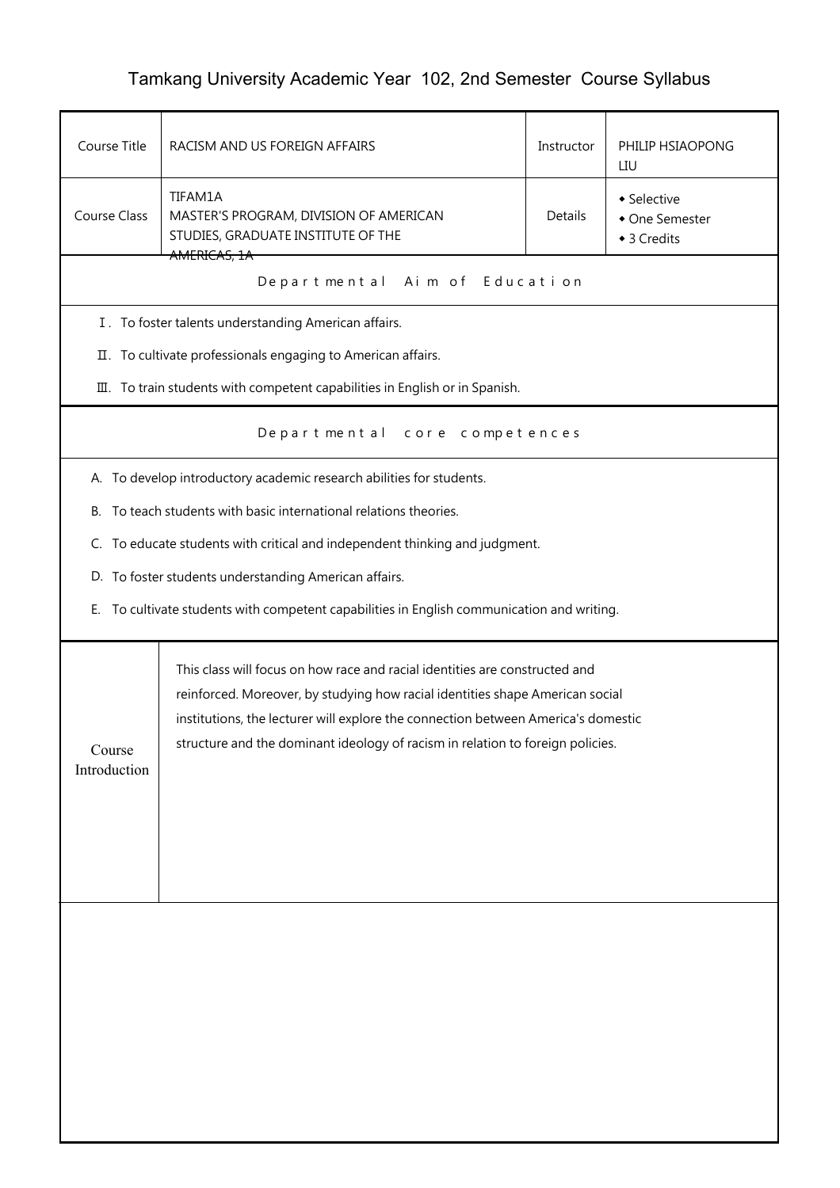# Tamkang University Academic Year 102, 2nd Semester Course Syllabus

| Course Title | RACISM AND US FOREIGN AFFAIRS | Instructor | PHILIP HSIAOPONG LIU |
|---|---|---|---|
| Course Class | TIFAM1A<br>MASTER'S PROGRAM, DIVISION OF AMERICAN STUDIES, GRADUATE INSTITUTE OF THE AMERICAS, 1A | Details | ◆ Selective<br>◆ One Semester<br>◆ 3 Credits |

## Departmental Aim of Education

Ⅰ. To foster talents understanding American affairs.

Ⅱ. To cultivate professionals engaging to American affairs.

Ⅲ. To train students with competent capabilities in English or in Spanish.

## Departmental core competences

A. To develop introductory academic research abilities for students.

B. To teach students with basic international relations theories.

C. To educate students with critical and independent thinking and judgment.

D. To foster students understanding American affairs.

E. To cultivate students with competent capabilities in English communication and writing.

| Course Introduction | This class will focus on how race and racial identities are constructed and reinforced. Moreover, by studying how racial identities shape American social institutions, the lecturer will explore the connection between America's domestic structure and the dominant ideology of racism in relation to foreign policies. |
|---|---|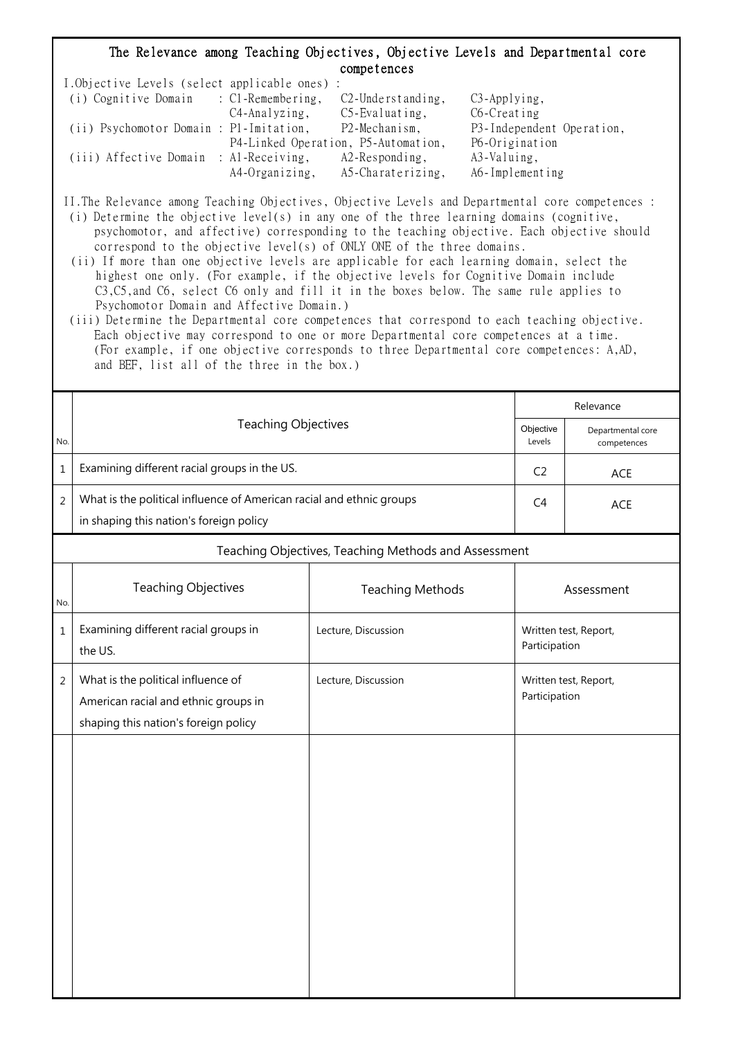## The Relevance among Teaching Objectives, Objective Levels and Departmental core competences

I.Objective Levels (select applicable ones) :

(i) Cognitive Domain : C1-Remembering, C2-Understanding, C3-Applying, C4-Analyzing, C5-Evaluating, C6-Creating

(ii) Psychomotor Domain : P1-Imitation, P2-Mechanism, P3-Independent Operation, P4-Linked Operation, P5-Automation, P6-Origination

(iii) Affective Domain : A1-Receiving, A2-Responding, A3-Valuing, A4-Organizing, A5-Charaterizing, A6-Implementing

II.The Relevance among Teaching Objectives, Objective Levels and Departmental core competences :

(i) Determine the objective level(s) in any one of the three learning domains (cognitive, psychomotor, and affective) corresponding to the teaching objective. Each objective should correspond to the objective level(s) of ONLY ONE of the three domains.

(ii) If more than one objective levels are applicable for each learning domain, select the highest one only. (For example, if the objective levels for Cognitive Domain include C3,C5,and C6, select C6 only and fill it in the boxes below. The same rule applies to Psychomotor Domain and Affective Domain.)

(iii) Determine the Departmental core competences that correspond to each teaching objective. Each objective may correspond to one or more Departmental core competences at a time. (For example, if one objective corresponds to three Departmental core competences: A,AD, and BEF, list all of the three in the box.)

| No. | Teaching Objectives | Relevance | |
|---|---|---|---|
| | | Objective Levels | Departmental core competences |
| 1 | Examining different racial groups in the US. | C2 | ACE |
| 2 | What is the political influence of American racial and ethnic groups in shaping this nation's foreign policy | C4 | ACE |

### Teaching Objectives, Teaching Methods and Assessment

| No. | Teaching Objectives | Teaching Methods | Assessment |
|---|---|---|---|
| 1 | Examining different racial groups in the US. | Lecture, Discussion | Written test, Report, Participation |
| 2 | What is the political influence of American racial and ethnic groups in shaping this nation's foreign policy | Lecture, Discussion | Written test, Report, Participation |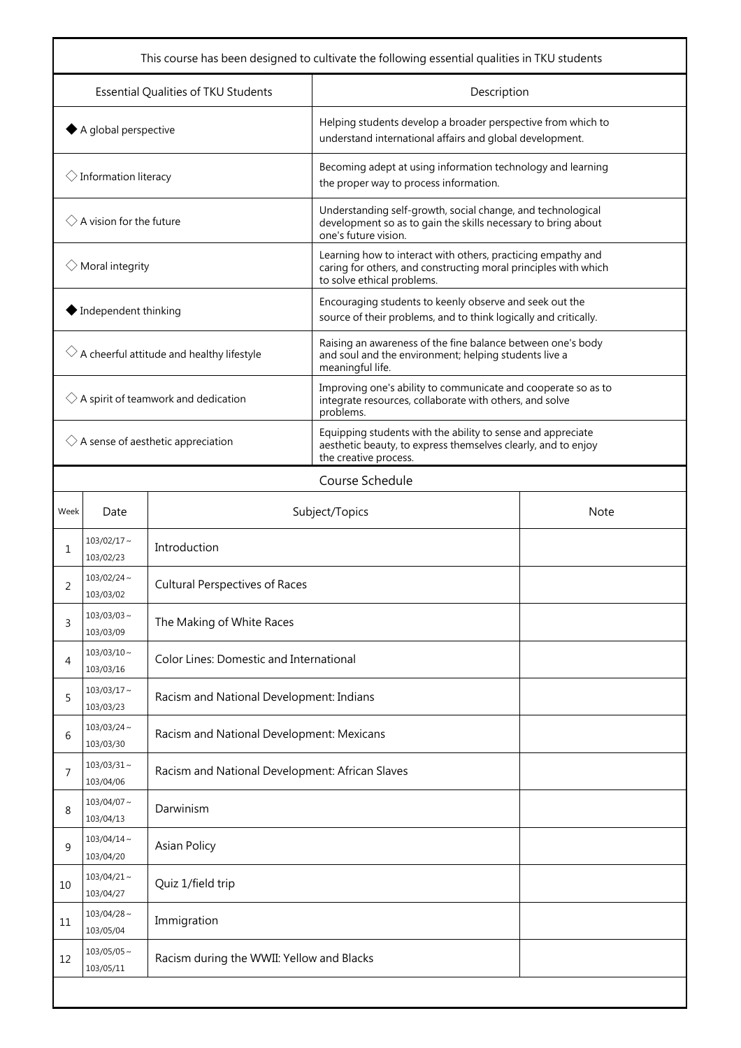| This course has been designed to cultivate the following essential qualities in TKU students | |
|---|---|
| Essential Qualities of TKU Students | Description |
| ◆ A global perspective | Helping students develop a broader perspective from which to understand international affairs and global development. |
| ◇ Information literacy | Becoming adept at using information technology and learning the proper way to process information. |
| ◇ A vision for the future | Understanding self-growth, social change, and technological development so as to gain the skills necessary to bring about one's future vision. |
| ◇ Moral integrity | Learning how to interact with others, practicing empathy and caring for others, and constructing moral principles with which to solve ethical problems. |
| ◆ Independent thinking | Encouraging students to keenly observe and seek out the source of their problems, and to think logically and critically. |
| ◇ A cheerful attitude and healthy lifestyle | Raising an awareness of the fine balance between one's body and soul and the environment; helping students live a meaningful life. |
| ◇ A spirit of teamwork and dedication | Improving one's ability to communicate and cooperate so as to integrate resources, collaborate with others, and solve problems. |
| ◇ A sense of aesthetic appreciation | Equipping students with the ability to sense and appreciate aesthetic beauty, to express themselves clearly, and to enjoy the creative process. |

## Course Schedule

| Week | Date | Subject/Topics | Note |
|---|---|---|---|
| 1 | 103/02/17～103/02/23 | Introduction | |
| 2 | 103/02/24～103/03/02 | Cultural Perspectives of Races | |
| 3 | 103/03/03～103/03/09 | The Making of White Races | |
| 4 | 103/03/10～103/03/16 | Color Lines: Domestic and International | |
| 5 | 103/03/17～103/03/23 | Racism and National Development: Indians | |
| 6 | 103/03/24～103/03/30 | Racism and National Development: Mexicans | |
| 7 | 103/03/31～103/04/06 | Racism and National Development: African Slaves | |
| 8 | 103/04/07～103/04/13 | Darwinism | |
| 9 | 103/04/14～103/04/20 | Asian Policy | |
| 10 | 103/04/21～103/04/27 | Quiz 1/field trip | |
| 11 | 103/04/28～103/05/04 | Immigration | |
| 12 | 103/05/05～103/05/11 | Racism during the WWII: Yellow and Blacks | |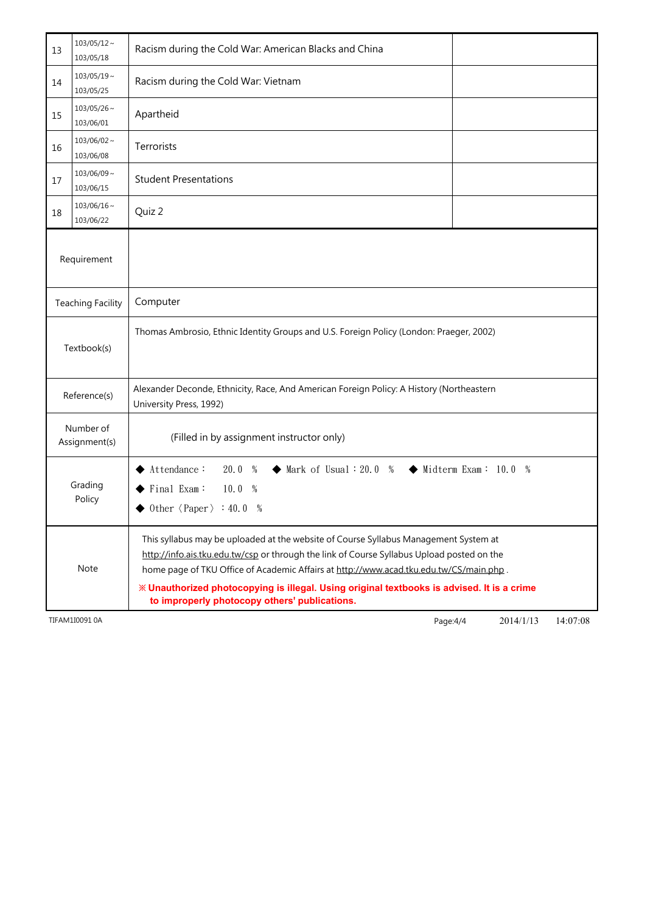| | | | |
|---|---|---|---|
| 13 | 103/05/12～<br>103/05/18 | Racism during the Cold War: American Blacks and China | |
| 14 | 103/05/19～<br>103/05/25 | Racism during the Cold War: Vietnam | |
| 15 | 103/05/26～<br>103/06/01 | Apartheid | |
| 16 | 103/06/02～<br>103/06/08 | Terrorists | |
| 17 | 103/06/09～<br>103/06/15 | Student Presentations | |
| 18 | 103/06/16～<br>103/06/22 | Quiz 2 | |

| | |
|---|---|
| Requirement | |
| Teaching Facility | Computer |
| Textbook(s) | Thomas Ambrosio, Ethnic Identity Groups and U.S. Foreign Policy (London: Praeger, 2002) |
| Reference(s) | Alexander Deconde, Ethnicity, Race, And American Foreign Policy: A History (Northeastern University Press, 1992) |
| Number of Assignment(s) | (Filled in by assignment instructor only) |
| Grading Policy | ◆ Attendance： 20.0 % ◆ Mark of Usual：20.0 % ◆ Midterm Exam： 10.0 %<br>◆ Final Exam： 10.0 %<br>◆ Other〈Paper〉：40.0 % |
| Note | This syllabus may be uploaded at the website of Course Syllabus Management System at http://info.ais.tku.edu.tw/csp or through the link of Course Syllabus Upload posted on the home page of TKU Office of Academic Affairs at http://www.acad.tku.edu.tw/CS/main.php .<br>**※ Unauthorized photocopying is illegal. Using original textbooks is advised. It is a crime to improperly photocopy others' publications.** |

TIFAM1I0091 0A 2014/1/13 14:07:08